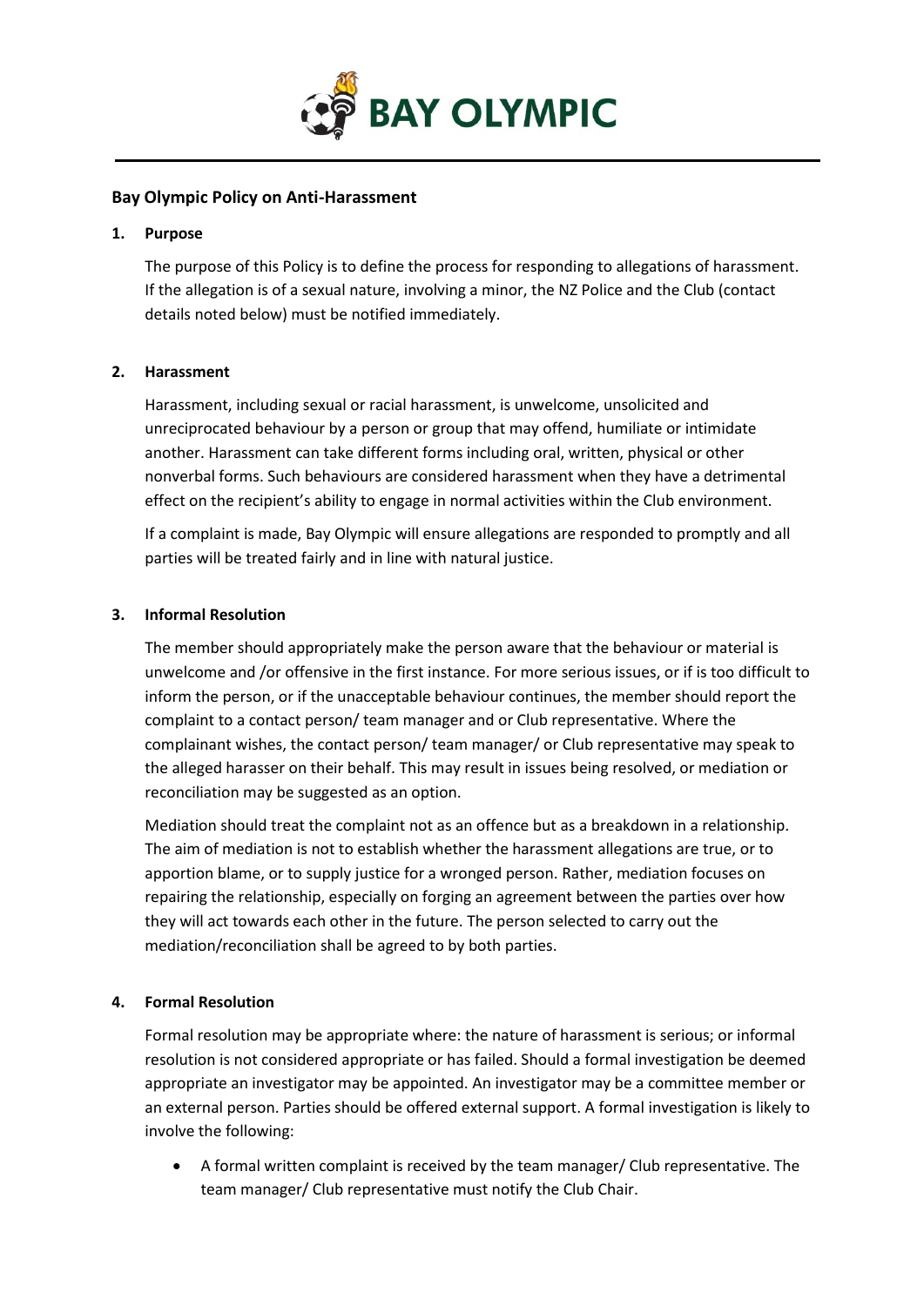BAY OLYMPIC

## Bay Olympic Policy on Anti-Harassment

### 1. Purpose

The purpose of this Policy is to define the process for responding to allegations of harassment. If the allegation is of a sexual nature, involving a minor, the NZ Police and the Club (contact details noted below) must be notified immediately.

### 2. Harassment

Harassment, including sexual or racial harassment, is unwelcome, unsolicited and unreciprocated behaviour by a person or group that may offend, humiliate or intimidate another. Harassment can take different forms including oral, written, physical or other nonverbal forms. Such behaviours are considered harassment when they have a detrimental effect on the recipient's ability to engage in normal activities within the Club environment.

If a complaint is made, Bay Olympic will ensure allegations are responded to promptly and all parties will be treated fairly and in line with natural justice.

### 3. Informal Resolution

The member should appropriately make the person aware that the behaviour or material is unwelcome and /or offensive in the first instance. For more serious issues, or if is too difficult to inform the person, or if the unacceptable behaviour continues, the member should report the complaint to a contact person/ team manager and or Club representative. Where the complainant wishes, the contact person/ team manager/ or Club representative may speak to the alleged harasser on their behalf. This may result in issues being resolved, or mediation or reconciliation may be suggested as an option.

Mediation should treat the complaint not as an offence but as a breakdown in a relationship. The aim of mediation is not to establish whether the harassment allegations are true, or to apportion blame, or to supply justice for a wronged person. Rather, mediation focuses on repairing the relationship, especially on forging an agreement between the parties over how they will act towards each other in the future. The person selected to carry out the mediation/reconciliation shall be agreed to by both parties.

### 4. Formal Resolution

Formal resolution may be appropriate where: the nature of harassment is serious; or informal resolution is not considered appropriate or has failed. Should a formal investigation be deemed appropriate an investigator may be appointed. An investigator may be a committee member or an external person. Parties should be offered external support. A formal investigation is likely to involve the following:

- A formal written complaint is received by the team manager/ Club representative. The team manager/ Club representative must notify the Club Chair.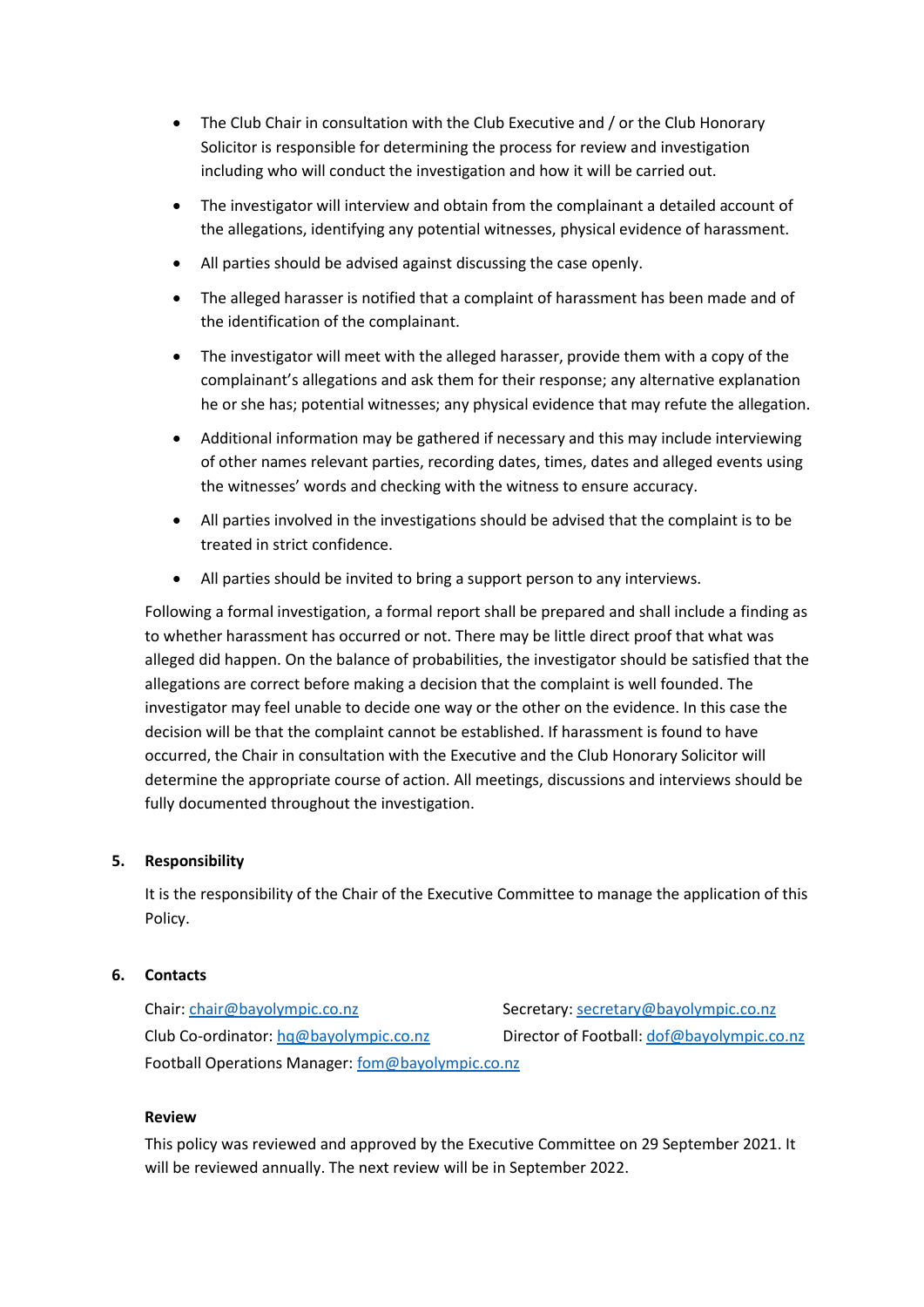- The Club Chair in consultation with the Club Executive and / or the Club Honorary Solicitor is responsible for determining the process for review and investigation including who will conduct the investigation and how it will be carried out.
- The investigator will interview and obtain from the complainant a detailed account of the allegations, identifying any potential witnesses, physical evidence of harassment.
- All parties should be advised against discussing the case openly.
- The alleged harasser is notified that a complaint of harassment has been made and of the identification of the complainant.
- The investigator will meet with the alleged harasser, provide them with a copy of the complainant's allegations and ask them for their response; any alternative explanation he or she has; potential witnesses; any physical evidence that may refute the allegation.
- Additional information may be gathered if necessary and this may include interviewing of other names relevant parties, recording dates, times, dates and alleged events using the witnesses' words and checking with the witness to ensure accuracy.
- All parties involved in the investigations should be advised that the complaint is to be treated in strict confidence.
- All parties should be invited to bring a support person to any interviews.

Following a formal investigation, a formal report shall be prepared and shall include a finding as to whether harassment has occurred or not. There may be little direct proof that what was alleged did happen. On the balance of probabilities, the investigator should be satisfied that the allegations are correct before making a decision that the complaint is well founded. The investigator may feel unable to decide one way or the other on the evidence. In this case the decision will be that the complaint cannot be established. If harassment is found to have occurred, the Chair in consultation with the Executive and the Club Honorary Solicitor will determine the appropriate course of action. All meetings, discussions and interviews should be fully documented throughout the investigation.

## 5. Responsibility

It is the responsibility of the Chair of the Executive Committee to manage the application of this Policy.

## 6. Contacts

Chair: chair@bayolympic.co.nz

Secretary: secretary@bayolympic.co.nz

Club Co-ordinator: hq@bayolympic.co.nz

Director of Football: dof@bayolympic.co.nz

Football Operations Manager: fom@bayolympic.co.nz

**Review**

This policy was reviewed and approved by the Executive Committee on 29 September 2021. It will be reviewed annually. The next review will be in September 2022.